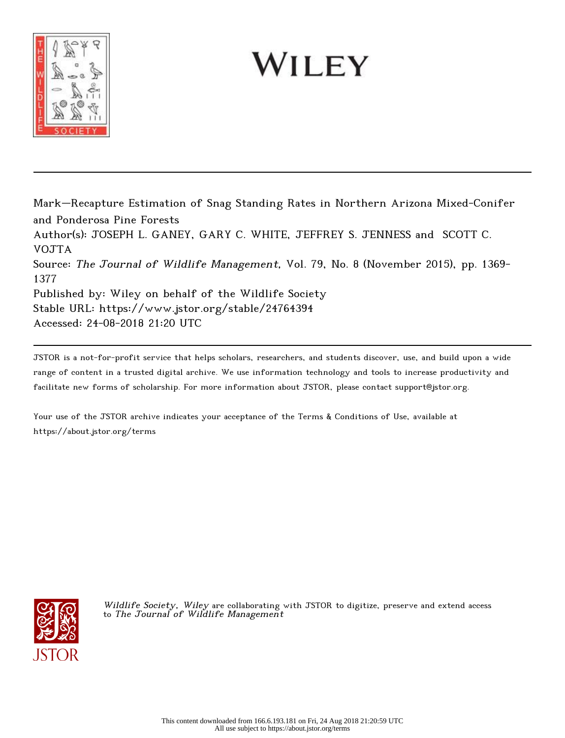WILEY

Mark—Recapture Estimation of Snag Standing Rates in Northern Arizona Mixed-Conifer and Ponderosa Pine Forests

Author(s): JOSEPH L. GANEY, GARY C. WHITE, JEFFREY S. JENNESS and SCOTT C. VOJTA

Source: *The Journal of Wildlife Management*, Vol. 79, No. 8 (November 2015), pp. 1369-1377

Published by: Wiley on behalf of the Wildlife Society

Stable URL: https://www.jstor.org/stable/24764394

Accessed: 24-08-2018 21:20 UTC

---

JSTOR is a not-for-profit service that helps scholars, researchers, and students discover, use, and build upon a wide range of content in a trusted digital archive. We use information technology and tools to increase productivity and facilitate new forms of scholarship. For more information about JSTOR, please contact support@jstor.org.

Your use of the JSTOR archive indicates your acceptance of the Terms & Conditions of Use, available at https://about.jstor.org/terms

*Wildlife Society, Wiley* are collaborating with JSTOR to digitize, preserve and extend access to *The Journal of Wildlife Management*

This content downloaded from 166.6.193.181 on Fri, 24 Aug 2018 21:20:59 UTC
All use subject to https://about.jstor.org/terms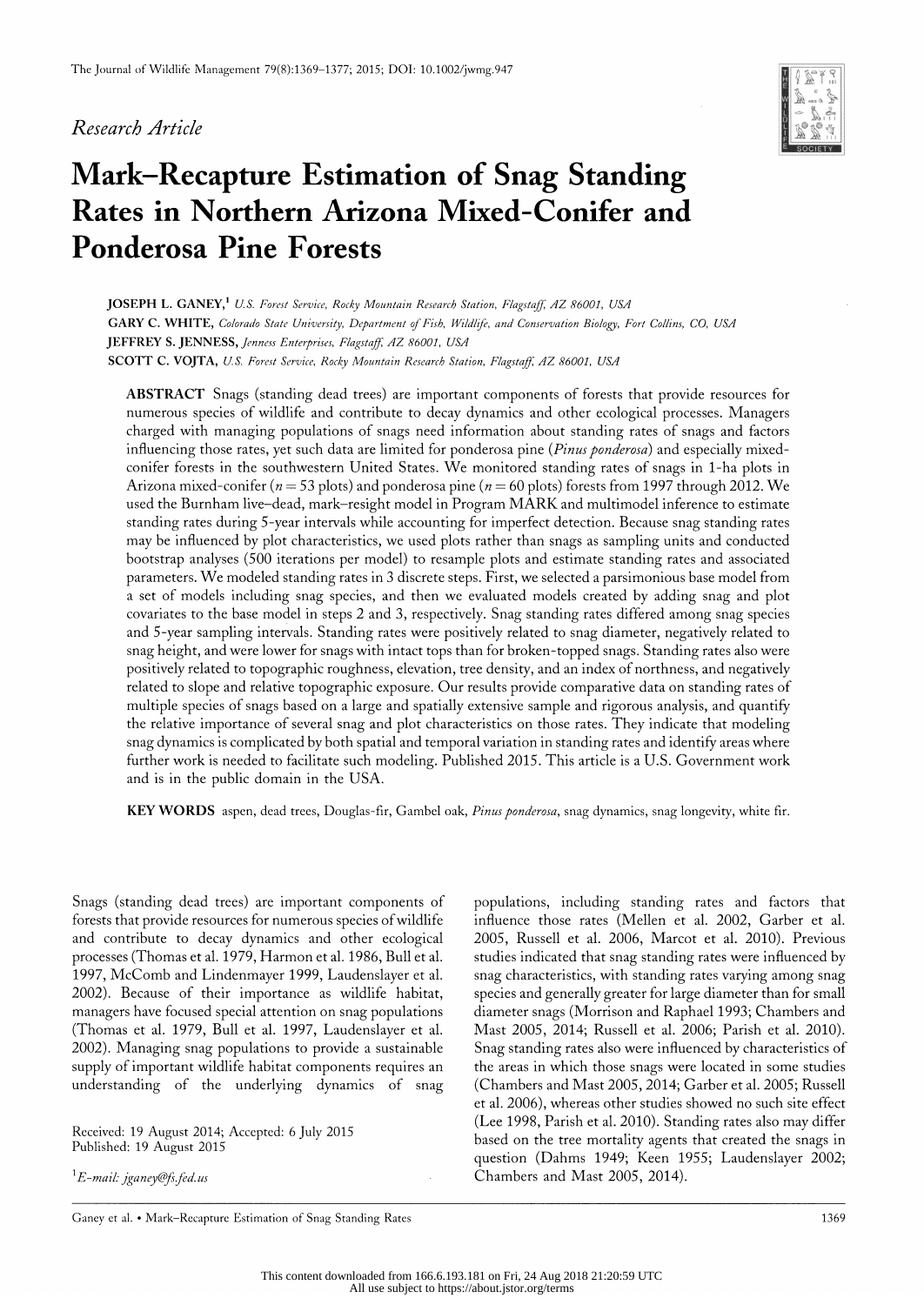*Research Article*

# Mark–Recapture Estimation of Snag Standing Rates in Northern Arizona Mixed-Conifer and Ponderosa Pine Forests

**JOSEPH L. GANEY**,[1] *U.S. Forest Service, Rocky Mountain Research Station, Flagstaff, AZ 86001, USA*

**GARY C. WHITE**, *Colorado State University, Department of Fish, Wildlife, and Conservation Biology, Fort Collins, CO, USA*

**JEFFREY S. JENNESS**, *Jenness Enterprises, Flagstaff, AZ 86001, USA*

**SCOTT C. VOJTA**, *U.S. Forest Service, Rocky Mountain Research Station, Flagstaff, AZ 86001, USA*

**ABSTRACT** Snags (standing dead trees) are important components of forests that provide resources for numerous species of wildlife and contribute to decay dynamics and other ecological processes. Managers charged with managing populations of snags need information about standing rates of snags and factors influencing those rates, yet such data are limited for ponderosa pine (*Pinus ponderosa*) and especially mixed-conifer forests in the southwestern United States. We monitored standing rates of snags in 1-ha plots in Arizona mixed-conifer ($n = 53$ plots) and ponderosa pine ($n = 60$ plots) forests from 1997 through 2012. We used the Burnham live–dead, mark–resight model in Program MARK and multimodel inference to estimate standing rates during 5-year intervals while accounting for imperfect detection. Because snag standing rates may be influenced by plot characteristics, we used plots rather than snags as sampling units and conducted bootstrap analyses (500 iterations per model) to resample plots and estimate standing rates and associated parameters. We modeled standing rates in 3 discrete steps. First, we selected a parsimonious base model from a set of models including snag species, and then we evaluated models created by adding snag and plot covariates to the base model in steps 2 and 3, respectively. Snag standing rates differed among snag species and 5-year sampling intervals. Standing rates were positively related to snag diameter, negatively related to snag height, and were lower for snags with intact tops than for broken-topped snags. Standing rates also were positively related to topographic roughness, elevation, tree density, and an index of northness, and negatively related to slope and relative topographic exposure. Our results provide comparative data on standing rates of multiple species of snags based on a large and spatially extensive sample and rigorous analysis, and quantify the relative importance of several snag and plot characteristics on those rates. They indicate that modeling snag dynamics is complicated by both spatial and temporal variation in standing rates and identify areas where further work is needed to facilitate such modeling. Published 2015. This article is a U.S. Government work and is in the public domain in the USA.

**KEY WORDS** aspen, dead trees, Douglas-fir, Gambel oak, *Pinus ponderosa*, snag dynamics, snag longevity, white fir.

Snags (standing dead trees) are important components of forests that provide resources for numerous species of wildlife and contribute to decay dynamics and other ecological processes (Thomas et al. 1979, Harmon et al. 1986, Bull et al. 1997, McComb and Lindenmayer 1999, Laudenslayer et al. 2002). Because of their importance as wildlife habitat, managers have focused special attention on snag populations (Thomas et al. 1979, Bull et al. 1997, Laudenslayer et al. 2002). Managing snag populations to provide a sustainable supply of important wildlife habitat components requires an understanding of the underlying dynamics of snag populations, including standing rates and factors that influence those rates (Mellen et al. 2002, Garber et al. 2005, Russell et al. 2006, Marcot et al. 2010). Previous studies indicated that snag standing rates were influenced by snag characteristics, with standing rates varying among snag species and generally greater for large diameter than for small diameter snags (Morrison and Raphael 1993; Chambers and Mast 2005, 2014; Russell et al. 2006; Parish et al. 2010). Snag standing rates also were influenced by characteristics of the areas in which those snags were located in some studies (Chambers and Mast 2005, 2014; Garber et al. 2005; Russell et al. 2006), whereas other studies showed no such site effect (Lee 1998, Parish et al. 2010). Standing rates also may differ based on the tree mortality agents that created the snags in question (Dahms 1949; Keen 1955; Laudenslayer 2002; Chambers and Mast 2005, 2014).

Received: 19 August 2014; Accepted: 6 July 2015
Published: 19 August 2015

[1]*E-mail: jganey@fs.fed.us*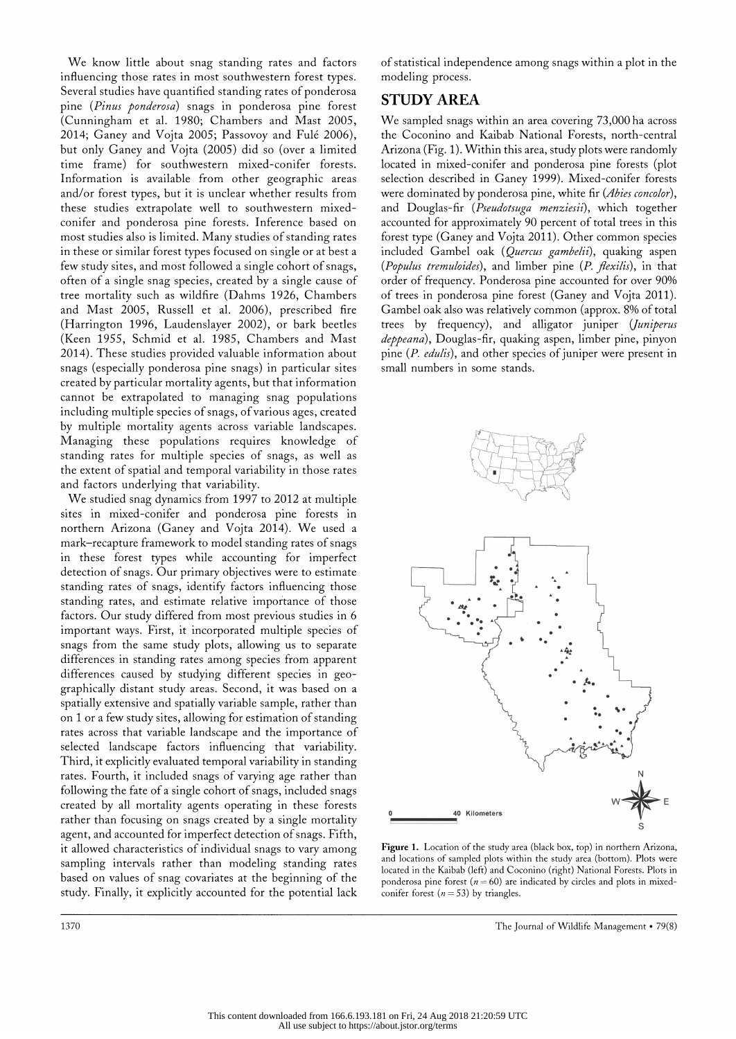We know little about snag standing rates and factors influencing those rates in most southwestern forest types. Several studies have quantified standing rates of ponderosa pine (*Pinus ponderosa*) snags in ponderosa pine forest (Cunningham et al. 1980; Chambers and Mast 2005, 2014; Ganey and Vojta 2005; Passovoy and Fulé 2006), but only Ganey and Vojta (2005) did so (over a limited time frame) for southwestern mixed-conifer forests. Information is available from other geographic areas and/or forest types, but it is unclear whether results from these studies extrapolate well to southwestern mixed-conifer and ponderosa pine forests. Inference based on most studies also is limited. Many studies of standing rates in these or similar forest types focused on single or at best a few study sites, and most followed a single cohort of snags, often of a single snag species, created by a single cause of tree mortality such as wildfire (Dahms 1926, Chambers and Mast 2005, Russell et al. 2006), prescribed fire (Harrington 1996, Laudenslayer 2002), or bark beetles (Keen 1955, Schmid et al. 1985, Chambers and Mast 2014). These studies provided valuable information about snags (especially ponderosa pine snags) in particular sites created by particular mortality agents, but that information cannot be extrapolated to managing snag populations including multiple species of snags, of various ages, created by multiple mortality agents across variable landscapes. Managing these populations requires knowledge of standing rates for multiple species of snags, as well as the extent of spatial and temporal variability in those rates and factors underlying that variability.

We studied snag dynamics from 1997 to 2012 at multiple sites in mixed-conifer and ponderosa pine forests in northern Arizona (Ganey and Vojta 2014). We used a mark–recapture framework to model standing rates of snags in these forest types while accounting for imperfect detection of snags. Our primary objectives were to estimate standing rates of snags, identify factors influencing those standing rates, and estimate relative importance of those factors. Our study differed from most previous studies in 6 important ways. First, it incorporated multiple species of snags from the same study plots, allowing us to separate differences in standing rates among species from apparent differences caused by studying different species in geographically distant study areas. Second, it was based on a spatially extensive and spatially variable sample, rather than on 1 or a few study sites, allowing for estimation of standing rates across that variable landscape and the importance of selected landscape factors influencing that variability. Third, it explicitly evaluated temporal variability in standing rates. Fourth, it included snags of varying age rather than following the fate of a single cohort of snags, included snags created by all mortality agents operating in these forests rather than focusing on snags created by a single mortality agent, and accounted for imperfect detection of snags. Fifth, it allowed characteristics of individual snags to vary among sampling intervals rather than modeling standing rates based on values of snag covariates at the beginning of the study. Finally, it explicitly accounted for the potential lack of statistical independence among snags within a plot in the modeling process.

## STUDY AREA

We sampled snags within an area covering 73,000 ha across the Coconino and Kaibab National Forests, north-central Arizona (Fig. 1). Within this area, study plots were randomly located in mixed-conifer and ponderosa pine forests (plot selection described in Ganey 1999). Mixed-conifer forests were dominated by ponderosa pine, white fir (*Abies concolor*), and Douglas-fir (*Pseudotsuga menziesii*), which together accounted for approximately 90 percent of total trees in this forest type (Ganey and Vojta 2011). Other common species included Gambel oak (*Quercus gambelii*), quaking aspen (*Populus tremuloides*), and limber pine (*P. flexilis*), in that order of frequency. Ponderosa pine accounted for over 90% of trees in ponderosa pine forest (Ganey and Vojta 2011). Gambel oak also was relatively common (approx. 8% of total trees by frequency), and alligator juniper (*Juniperus deppeana*), Douglas-fir, quaking aspen, limber pine, pinyon pine (*P. edulis*), and other species of juniper were present in small numbers in some stands.

**Figure 1.** Location of the study area (black box, top) in northern Arizona, and locations of sampled plots within the study area (bottom). Plots were located in the Kaibab (left) and Coconino (right) National Forests. Plots in ponderosa pine forest ($n = 60$) are indicated by circles and plots in mixed-conifer forest ($n = 53$) by triangles.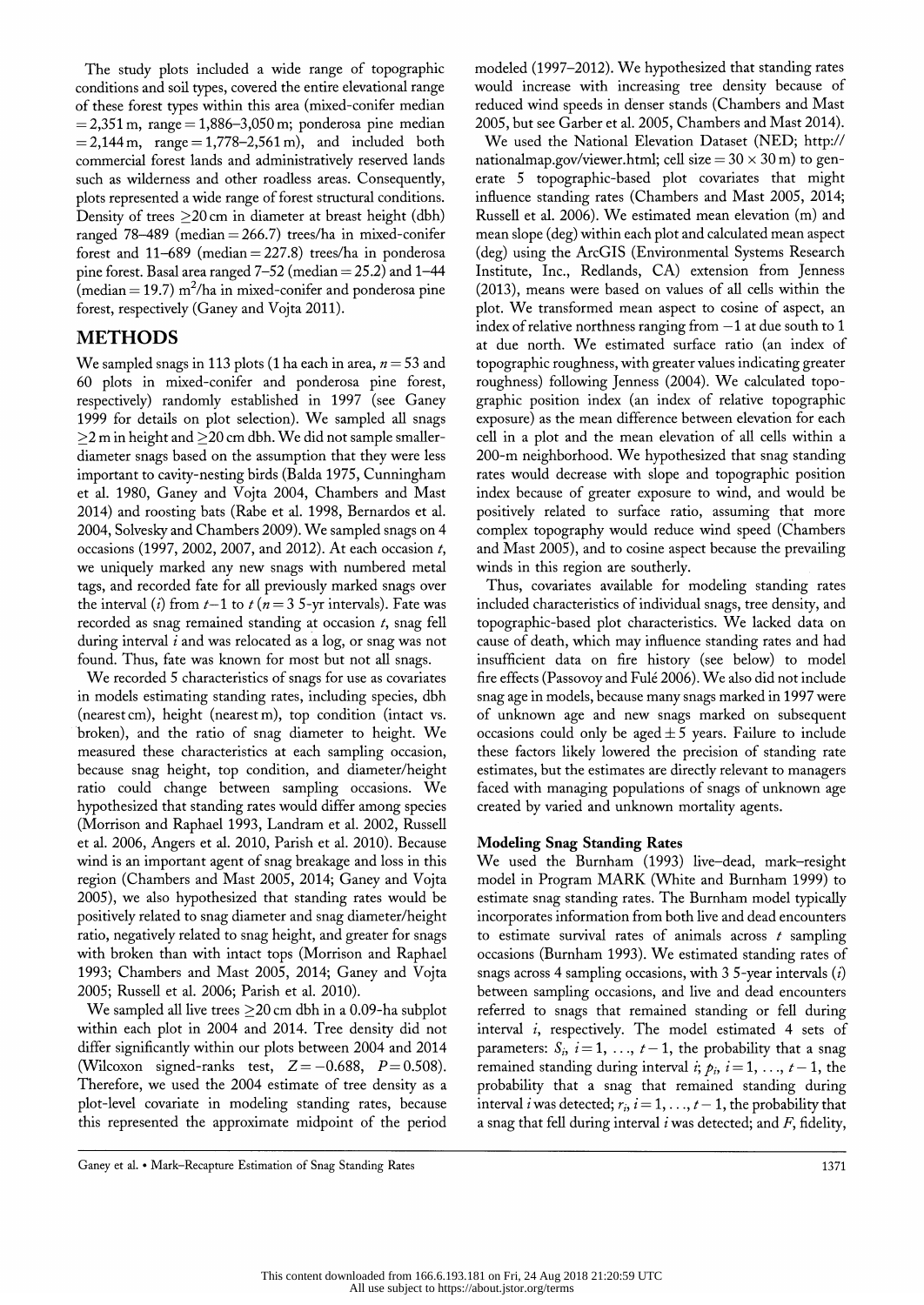The study plots included a wide range of topographic conditions and soil types, covered the entire elevational range of these forest types within this area (mixed-conifer median = 2,351 m, range = 1,886–3,050 m; ponderosa pine median = 2,144 m, range = 1,778–2,561 m), and included both commercial forest lands and administratively reserved lands such as wilderness and other roadless areas. Consequently, plots represented a wide range of forest structural conditions. Density of trees ≥20 cm in diameter at breast height (dbh) ranged 78–489 (median = 266.7) trees/ha in mixed-conifer forest and 11–689 (median = 227.8) trees/ha in ponderosa pine forest. Basal area ranged 7–52 (median = 25.2) and 1–44 (median = 19.7) $m^2$/ha in mixed-conifer and ponderosa pine forest, respectively (Ganey and Vojta 2011).

## METHODS

We sampled snags in 113 plots (1 ha each in area, $n = 53$ and 60 plots in mixed-conifer and ponderosa pine forest, respectively) randomly established in 1997 (see Ganey 1999 for details on plot selection). We sampled all snags ≥2 m in height and ≥20 cm dbh. We did not sample smaller-diameter snags based on the assumption that they were less important to cavity-nesting birds (Balda 1975, Cunningham et al. 1980, Ganey and Vojta 2004, Chambers and Mast 2014) and roosting bats (Rabe et al. 1998, Bernardos et al. 2004, Solvesky and Chambers 2009). We sampled snags on 4 occasions (1997, 2002, 2007, and 2012). At each occasion $t$, we uniquely marked any new snags with numbered metal tags, and recorded fate for all previously marked snags over the interval ($i$) from $t-1$ to $t$ ($n = 3$ 5-yr intervals). Fate was recorded as snag remained standing at occasion $t$, snag fell during interval $i$ and was relocated as a log, or snag was not found. Thus, fate was known for most but not all snags.

We recorded 5 characteristics of snags for use as covariates in models estimating standing rates, including species, dbh (nearest cm), height (nearest m), top condition (intact vs. broken), and the ratio of snag diameter to height. We measured these characteristics at each sampling occasion, because snag height, top condition, and diameter/height ratio could change between sampling occasions. We hypothesized that standing rates would differ among species (Morrison and Raphael 1993, Landram et al. 2002, Russell et al. 2006, Angers et al. 2010, Parish et al. 2010). Because wind is an important agent of snag breakage and loss in this region (Chambers and Mast 2005, 2014; Ganey and Vojta 2005), we also hypothesized that standing rates would be positively related to snag diameter and snag diameter/height ratio, negatively related to snag height, and greater for snags with broken than with intact tops (Morrison and Raphael 1993; Chambers and Mast 2005, 2014; Ganey and Vojta 2005; Russell et al. 2006; Parish et al. 2010).

We sampled all live trees ≥20 cm dbh in a 0.09-ha subplot within each plot in 2004 and 2014. Tree density did not differ significantly within our plots between 2004 and 2014 (Wilcoxon signed-ranks test, $Z = -0.688$, $P = 0.508$). Therefore, we used the 2004 estimate of tree density as a plot-level covariate in modeling standing rates, because this represented the approximate midpoint of the period modeled (1997–2012). We hypothesized that standing rates would increase with increasing tree density because of reduced wind speeds in denser stands (Chambers and Mast 2005, but see Garber et al. 2005, Chambers and Mast 2014).

We used the National Elevation Dataset (NED; http://nationalmap.gov/viewer.html; cell size = 30 × 30 m) to generate 5 topographic-based plot covariates that might influence standing rates (Chambers and Mast 2005, 2014; Russell et al. 2006). We estimated mean elevation (m) and mean slope (deg) within each plot and calculated mean aspect (deg) using the ArcGIS (Environmental Systems Research Institute, Inc., Redlands, CA) extension from Jenness (2013), means were based on values of all cells within the plot. We transformed mean aspect to cosine of aspect, an index of relative northness ranging from −1 at due south to 1 at due north. We estimated surface ratio (an index of topographic roughness, with greater values indicating greater roughness) following Jenness (2004). We calculated topographic position index (an index of relative topographic exposure) as the mean difference between elevation for each cell in a plot and the mean elevation of all cells within a 200-m neighborhood. We hypothesized that snag standing rates would decrease with slope and topographic position index because of greater exposure to wind, and would be positively related to surface ratio, assuming that more complex topography would reduce wind speed (Chambers and Mast 2005), and to cosine aspect because the prevailing winds in this region are southerly.

Thus, covariates available for modeling standing rates included characteristics of individual snags, tree density, and topographic-based plot characteristics. We lacked data on cause of death, which may influence standing rates and had insufficient data on fire history (see below) to model fire effects (Passovoy and Fulé 2006). We also did not include snag age in models, because many snags marked in 1997 were of unknown age and new snags marked on subsequent occasions could only be aged ± 5 years. Failure to include these factors likely lowered the precision of standing rate estimates, but the estimates are directly relevant to managers faced with managing populations of snags of unknown age created by varied and unknown mortality agents.

### Modeling Snag Standing Rates

We used the Burnham (1993) live–dead, mark–resight model in Program MARK (White and Burnham 1999) to estimate snag standing rates. The Burnham model typically incorporates information from both live and dead encounters to estimate survival rates of animals across $t$ sampling occasions (Burnham 1993). We estimated standing rates of snags across 4 sampling occasions, with 3 5-year intervals ($i$) between sampling occasions, and live and dead encounters referred to snags that remained standing or fell during interval $i$, respectively. The model estimated 4 sets of parameters: $S_i$, $i = 1, \ldots, t-1$, the probability that a snag remained standing during interval $i$; $p_i$, $i = 1, \ldots, t-1$, the probability that a snag that remained standing during interval $i$ was detected; $r_i$, $i = 1, \ldots, t-1$, the probability that a snag that fell during interval $i$ was detected; and $F$, fidelity,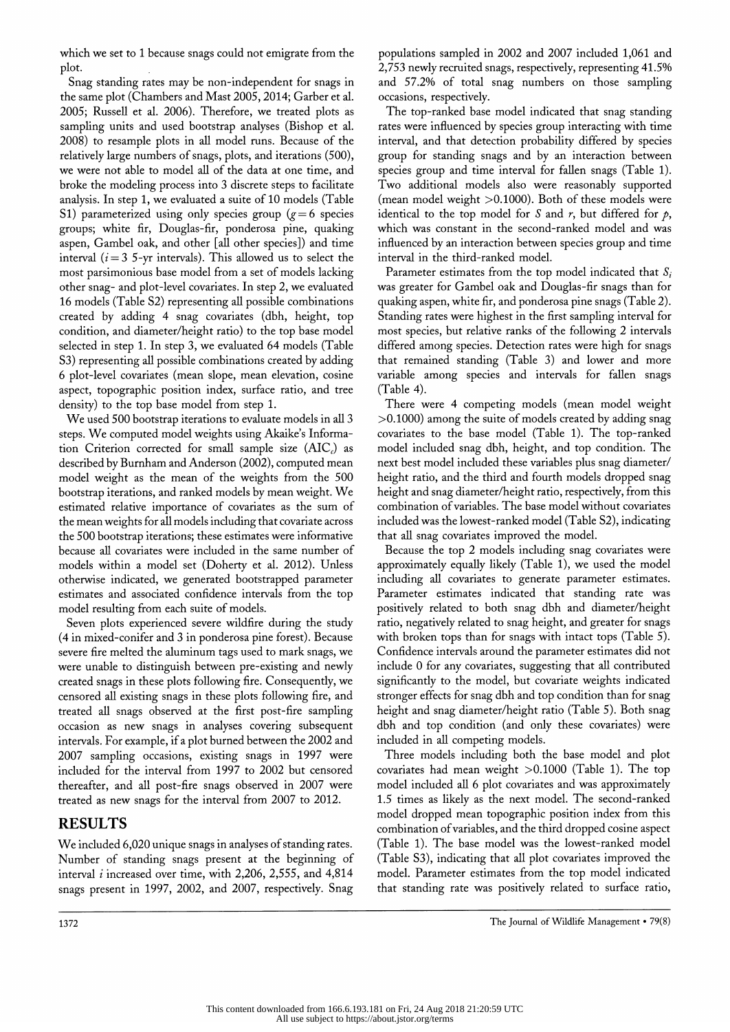which we set to 1 because snags could not emigrate from the plot.

Snag standing rates may be non-independent for snags in the same plot (Chambers and Mast 2005, 2014; Garber et al. 2005; Russell et al. 2006). Therefore, we treated plots as sampling units and used bootstrap analyses (Bishop et al. 2008) to resample plots in all model runs. Because of the relatively large numbers of snags, plots, and iterations (500), we were not able to model all of the data at one time, and broke the modeling process into 3 discrete steps to facilitate analysis. In step 1, we evaluated a suite of 10 models (Table S1) parameterized using only species group ($g = 6$ species groups; white fir, Douglas-fir, ponderosa pine, quaking aspen, Gambel oak, and other [all other species]) and time interval ($i = 3$ 5-yr intervals). This allowed us to select the most parsimonious base model from a set of models lacking other snag- and plot-level covariates. In step 2, we evaluated 16 models (Table S2) representing all possible combinations created by adding 4 snag covariates (dbh, height, top condition, and diameter/height ratio) to the top base model selected in step 1. In step 3, we evaluated 64 models (Table S3) representing all possible combinations created by adding 6 plot-level covariates (mean slope, mean elevation, cosine aspect, topographic position index, surface ratio, and tree density) to the top base model from step 1.

We used 500 bootstrap iterations to evaluate models in all 3 steps. We computed model weights using Akaike's Information Criterion corrected for small sample size ($AIC_c$) as described by Burnham and Anderson (2002), computed mean model weight as the mean of the weights from the 500 bootstrap iterations, and ranked models by mean weight. We estimated relative importance of covariates as the sum of the mean weights for all models including that covariate across the 500 bootstrap iterations; these estimates were informative because all covariates were included in the same number of models within a model set (Doherty et al. 2012). Unless otherwise indicated, we generated bootstrapped parameter estimates and associated confidence intervals from the top model resulting from each suite of models.

Seven plots experienced severe wildfire during the study (4 in mixed-conifer and 3 in ponderosa pine forest). Because severe fire melted the aluminum tags used to mark snags, we were unable to distinguish between pre-existing and newly created snags in these plots following fire. Consequently, we censored all existing snags in these plots following fire, and treated all snags observed at the first post-fire sampling occasion as new snags in analyses covering subsequent intervals. For example, if a plot burned between the 2002 and 2007 sampling occasions, existing snags in 1997 were included for the interval from 1997 to 2002 but censored thereafter, and all post-fire snags observed in 2007 were treated as new snags for the interval from 2007 to 2012.

## RESULTS

We included 6,020 unique snags in analyses of standing rates. Number of standing snags present at the beginning of interval $i$ increased over time, with 2,206, 2,555, and 4,814 snags present in 1997, 2002, and 2007, respectively. Snag populations sampled in 2002 and 2007 included 1,061 and 2,753 newly recruited snags, respectively, representing 41.5% and 57.2% of total snag numbers on those sampling occasions, respectively.

The top-ranked base model indicated that snag standing rates were influenced by species group interacting with time interval, and that detection probability differed by species group for standing snags and by an interaction between species group and time interval for fallen snags (Table 1). Two additional models also were reasonably supported (mean model weight >0.1000). Both of these models were identical to the top model for $S$ and $r$, but differed for $p$, which was constant in the second-ranked model and was influenced by an interaction between species group and time interval in the third-ranked model.

Parameter estimates from the top model indicated that $S_i$ was greater for Gambel oak and Douglas-fir snags than for quaking aspen, white fir, and ponderosa pine snags (Table 2). Standing rates were highest in the first sampling interval for most species, but relative ranks of the following 2 intervals differed among species. Detection rates were high for snags that remained standing (Table 3) and lower and more variable among species and intervals for fallen snags (Table 4).

There were 4 competing models (mean model weight >0.1000) among the suite of models created by adding snag covariates to the base model (Table 1). The top-ranked model included snag dbh, height, and top condition. The next best model included these variables plus snag diameter/height ratio, and the third and fourth models dropped snag height and snag diameter/height ratio, respectively, from this combination of variables. The base model without covariates included was the lowest-ranked model (Table S2), indicating that all snag covariates improved the model.

Because the top 2 models including snag covariates were approximately equally likely (Table 1), we used the model including all covariates to generate parameter estimates. Parameter estimates indicated that standing rate was positively related to both snag dbh and diameter/height ratio, negatively related to snag height, and greater for snags with broken tops than for snags with intact tops (Table 5). Confidence intervals around the parameter estimates did not include 0 for any covariates, suggesting that all contributed significantly to the model, but covariate weights indicated stronger effects for snag dbh and top condition than for snag height and snag diameter/height ratio (Table 5). Both snag dbh and top condition (and only these covariates) were included in all competing models.

Three models including both the base model and plot covariates had mean weight >0.1000 (Table 1). The top model included all 6 plot covariates and was approximately 1.5 times as likely as the next model. The second-ranked model dropped mean topographic position index from this combination of variables, and the third dropped cosine aspect (Table 1). The base model was the lowest-ranked model (Table S3), indicating that all plot covariates improved the model. Parameter estimates from the top model indicated that standing rate was positively related to surface ratio,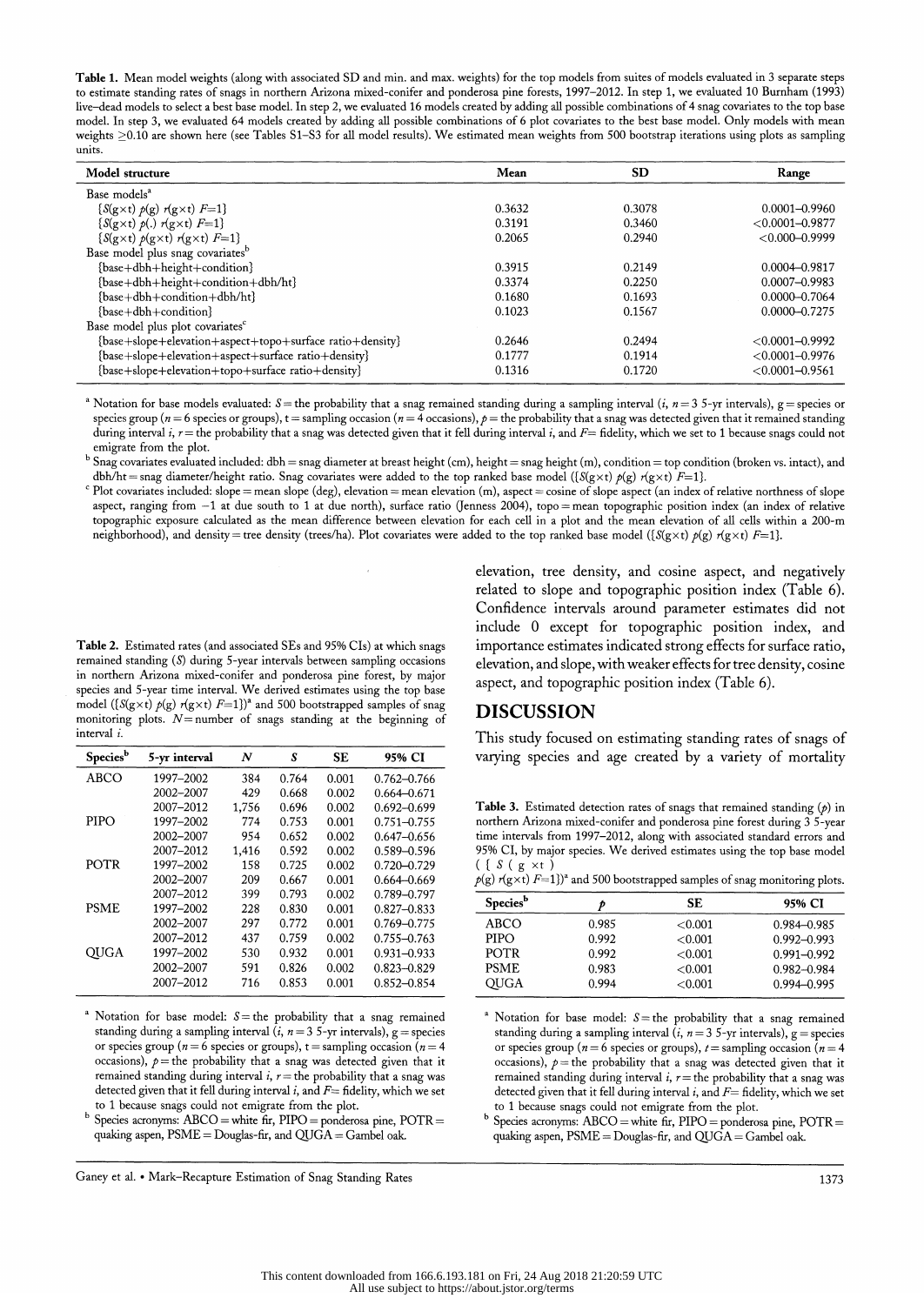**Table 1.** Mean model weights (along with associated SD and min. and max. weights) for the top models from suites of models evaluated in 3 separate steps to estimate standing rates of snags in northern Arizona mixed-conifer and ponderosa pine forests, 1997–2012. In step 1, we evaluated 10 Burnham (1993) live–dead models to select a best base model. In step 2, we evaluated 16 models created by adding all possible combinations of 4 snag covariates to the top base model. In step 3, we evaluated 64 models created by adding all possible combinations of 6 plot covariates to the best base model. Only models with mean weights ≥0.10 are shown here (see Tables S1–S3 for all model results). We estimated mean weights from 500 bootstrap iterations using plots as sampling units.

| Model structure | Mean | SD | Range |
|---|---|---|---|
| Base models[a] | | | |
| {$S$(g×t) $p$(g) $r$(g×t) $F$=1} | 0.3632 | 0.3078 | 0.0001–0.9960 |
| {$S$(g×t) $p$(.) $r$(g×t) $F$=1} | 0.3191 | 0.3460 | <0.0001–0.9877 |
| {$S$(g×t) $p$(g×t) $r$(g×t) $F$=1} | 0.2065 | 0.2940 | <0.000–0.9999 |
| Base model plus snag covariates[b] | | | |
| {base+dbh+height+condition} | 0.3915 | 0.2149 | 0.0004–0.9817 |
| {base+dbh+height+condition+dbh/ht} | 0.3374 | 0.2250 | 0.0007–0.9983 |
| {base+dbh+condition+dbh/ht} | 0.1680 | 0.1693 | 0.0000–0.7064 |
| {base+dbh+condition} | 0.1023 | 0.1567 | 0.0000–0.7275 |
| Base model plus plot covariates[c] | | | |
| {base+slope+elevation+aspect+topo+surface ratio+density} | 0.2646 | 0.2494 | <0.0001–0.9992 |
| {base+slope+elevation+aspect+surface ratio+density} | 0.1777 | 0.1914 | <0.0001–0.9976 |
| {base+slope+elevation+topo+surface ratio+density} | 0.1316 | 0.1720 | <0.0001–0.9561 |

[a] Notation for base models evaluated: $S$ = the probability that a snag remained standing during a sampling interval ($i$, $n$ = 3 5-yr intervals), g = species or species group ($n$ = 6 species or groups), t = sampling occasion ($n$ = 4 occasions), $p$ = the probability that a snag was detected given that it remained standing during interval $i$, $r$ = the probability that a snag was detected given that it fell during interval $i$, and $F$= fidelity, which we set to 1 because snags could not emigrate from the plot.

[b] Snag covariates evaluated included: dbh = snag diameter at breast height (cm), height = snag height (m), condition = top condition (broken vs. intact), and dbh/ht = snag diameter/height ratio. Snag covariates were added to the top ranked base model ({$S$(g×t) $p$(g) $r$(g×t) $F$=1}.

[c] Plot covariates included: slope = mean slope (deg), elevation = mean elevation (m), aspect = cosine of slope aspect (an index of relative northness of slope aspect, ranging from −1 at due south to 1 at due north), surface ratio (Jenness 2004), topo = mean topographic position index (an index of relative topographic exposure calculated as the mean difference between elevation for each cell in a plot and the mean elevation of all cells within a 200-m neighborhood), and density = tree density (trees/ha). Plot covariates were added to the top ranked base model ({$S$(g×t) $p$(g) $r$(g×t) $F$=1}.

**Table 2.** Estimated rates (and associated SEs and 95% CIs) at which snags remained standing ($S$) during 5-year intervals between sampling occasions in northern Arizona mixed-conifer and ponderosa pine forest, by major species and 5-year time interval. We derived estimates using the top base model ({$S$(g×t) $p$(g) $r$(g×t) $F$=1})[a] and 500 bootstrapped samples of snag monitoring plots. $N$ = number of snags standing at the beginning of interval $i$.

| Species[b] | 5-yr interval | $N$ | $S$ | SE | 95% CI |
|---|---|---|---|---|---|
| ABCO | 1997–2002 | 384 | 0.764 | 0.001 | 0.762–0.766 |
| | 2002–2007 | 429 | 0.668 | 0.002 | 0.664–0.671 |
| | 2007–2012 | 1,756 | 0.696 | 0.002 | 0.692–0.699 |
| PIPO | 1997–2002 | 774 | 0.753 | 0.001 | 0.751–0.755 |
| | 2002–2007 | 954 | 0.652 | 0.002 | 0.647–0.656 |
| | 2007–2012 | 1,416 | 0.592 | 0.002 | 0.589–0.596 |
| POTR | 1997–2002 | 158 | 0.725 | 0.002 | 0.720–0.729 |
| | 2002–2007 | 209 | 0.667 | 0.001 | 0.664–0.669 |
| | 2007–2012 | 399 | 0.793 | 0.002 | 0.789–0.797 |
| PSME | 1997–2002 | 228 | 0.830 | 0.001 | 0.827–0.833 |
| | 2002–2007 | 297 | 0.772 | 0.001 | 0.769–0.775 |
| | 2007–2012 | 437 | 0.759 | 0.002 | 0.755–0.763 |
| QUGA | 1997–2002 | 530 | 0.932 | 0.001 | 0.931–0.933 |
| | 2002–2007 | 591 | 0.826 | 0.002 | 0.823–0.829 |
| | 2007–2012 | 716 | 0.853 | 0.001 | 0.852–0.854 |

[a] Notation for base model: $S$ = the probability that a snag remained standing during a sampling interval ($i$, $n$ = 3 5-yr intervals), g = species or species group ($n$ = 6 species or groups), t = sampling occasion ($n$ = 4 occasions), $p$ = the probability that a snag was detected given that it remained standing during interval $i$, $r$ = the probability that a snag was detected given that it fell during interval $i$, and $F$= fidelity, which we set to 1 because snags could not emigrate from the plot.

[b] Species acronyms: ABCO = white fir, PIPO = ponderosa pine, POTR = quaking aspen, PSME = Douglas-fir, and QUGA = Gambel oak.

elevation, tree density, and cosine aspect, and negatively related to slope and topographic position index (Table 6). Confidence intervals around parameter estimates did not include 0 except for topographic position index, and importance estimates indicated strong effects for surface ratio, elevation, and slope, with weaker effects for tree density, cosine aspect, and topographic position index (Table 6).

## DISCUSSION

This study focused on estimating standing rates of snags of varying species and age created by a variety of mortality

**Table 3.** Estimated detection rates of snags that remained standing ($p$) in northern Arizona mixed-conifer and ponderosa pine forest during 3 5-year time intervals from 1997–2012, along with associated standard errors and 95% CI, by major species. We derived estimates using the top base model ({$S$(g×t) $p$(g) $r$(g×t) $F$=1})[a] and 500 bootstrapped samples of snag monitoring plots.

| Species[b] | $p$ | SE | 95% CI |
|---|---|---|---|
| ABCO | 0.985 | <0.001 | 0.984–0.985 |
| PIPO | 0.992 | <0.001 | 0.992–0.993 |
| POTR | 0.992 | <0.001 | 0.991–0.992 |
| PSME | 0.983 | <0.001 | 0.982–0.984 |
| QUGA | 0.994 | <0.001 | 0.994–0.995 |

[a] Notation for base model: $S$ = the probability that a snag remained standing during a sampling interval ($i$, $n$ = 3 5-yr intervals), g = species or species group ($n$ = 6 species or groups), $t$ = sampling occasion ($n$ = 4 occasions), $p$ = the probability that a snag was detected given that it remained standing during interval $i$, $r$ = the probability that a snag was detected given that it fell during interval $i$, and $F$= fidelity, which we set to 1 because snags could not emigrate from the plot.

[b] Species acronyms: ABCO = white fir, PIPO = ponderosa pine, POTR = quaking aspen, PSME = Douglas-fir, and QUGA = Gambel oak.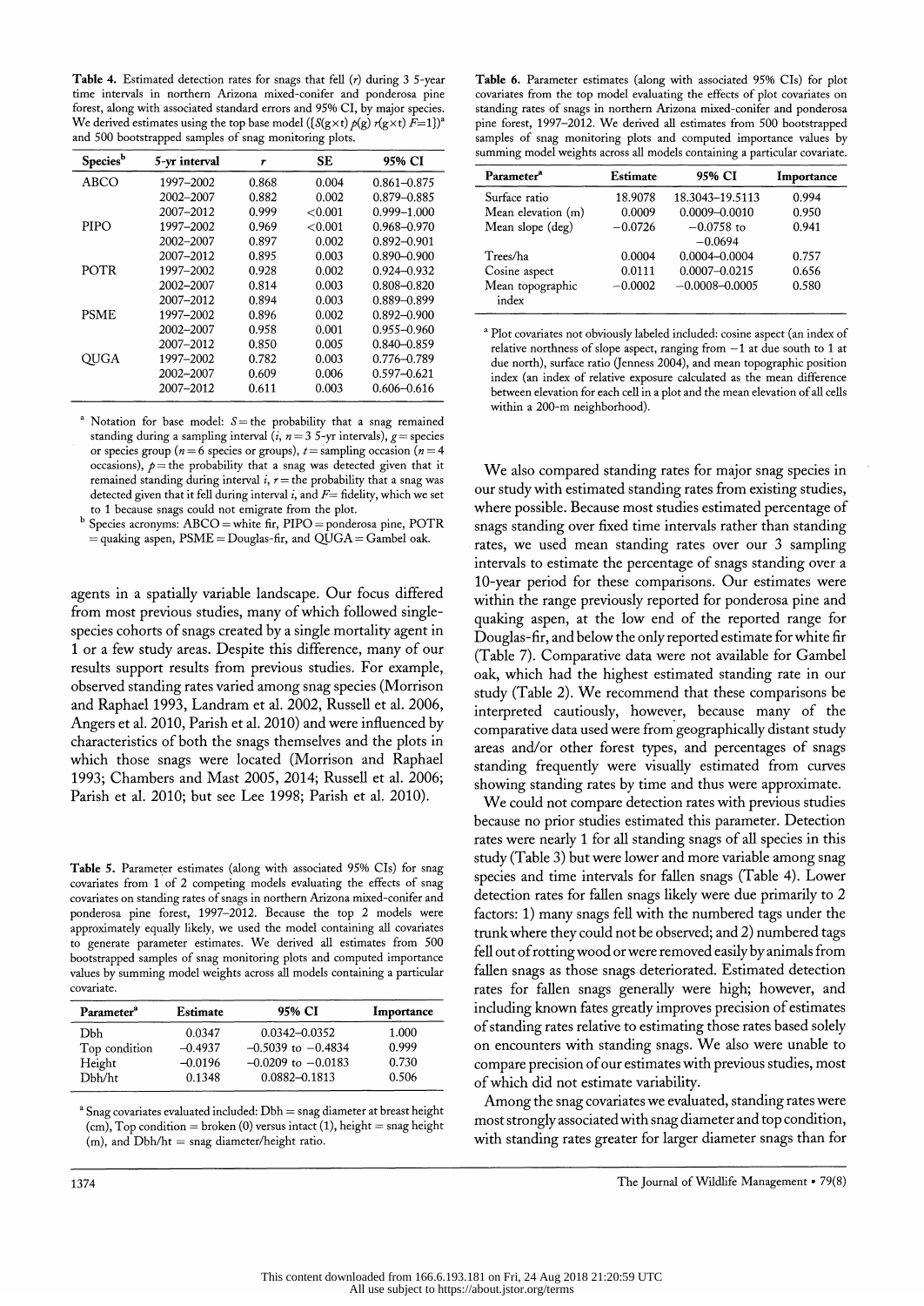**Table 4.** Estimated detection rates for snags that fell ($r$) during 3 5-yr time intervals in northern Arizona mixed-conifer and ponderosa pine forest, along with associated standard errors and 95% CI, by major species. We derived estimates using the top base model ($\{S(g \times t)\, p(g)\, r(g \times t)\, F = 1\}$)[a] and 500 bootstrapped samples of snag monitoring plots.

| Species[b] | 5-yr interval | $r$ | SE | 95% CI |
|---|---|---|---|---|
| ABCO | 1997–2002 | 0.868 | 0.004 | 0.861–0.875 |
| | 2002–2007 | 0.882 | 0.002 | 0.879–0.885 |
| | 2007–2012 | 0.999 | <0.001 | 0.999–1.000 |
| PIPO | 1997–2002 | 0.969 | <0.001 | 0.968–0.970 |
| | 2002–2007 | 0.897 | 0.002 | 0.892–0.901 |
| | 2007–2012 | 0.895 | 0.003 | 0.890–0.900 |
| POTR | 1997–2002 | 0.928 | 0.002 | 0.924–0.932 |
| | 2002–2007 | 0.814 | 0.003 | 0.808–0.820 |
| | 2007–2012 | 0.894 | 0.003 | 0.889–0.899 |
| PSME | 1997–2002 | 0.896 | 0.002 | 0.892–0.900 |
| | 2002–2007 | 0.958 | 0.001 | 0.955–0.960 |
| | 2007–2012 | 0.850 | 0.005 | 0.840–0.859 |
| QUGA | 1997–2002 | 0.782 | 0.003 | 0.776–0.789 |
| | 2002–2007 | 0.609 | 0.006 | 0.597–0.621 |
| | 2007–2012 | 0.611 | 0.003 | 0.606–0.616 |

[a] Notation for base model: $S$ = the probability that a snag remained standing during a sampling interval ($i$, $n = 3$ 5-yr intervals), $g$ = species or species group ($n = 6$ species or groups), $t$ = sampling occasion ($n = 4$ occasions), $p$ = the probability that a snag was detected given that it remained standing during interval $i$, $r$ = the probability that a snag was detected given that it fell during interval $i$, and $F$ = fidelity, which we set to 1 because snags could not emigrate from the plot.

[b] Species acronyms: ABCO = white fir, PIPO = ponderosa pine, POTR = quaking aspen, PSME = Douglas-fir, and QUGA = Gambel oak.

agents in a spatially variable landscape. Our focus differed from most previous studies, many of which followed single-species cohorts of snags created by a single mortality agent in 1 or a few study areas. Despite this difference, many of our results support results from previous studies. For example, observed standing rates varied among snag species (Morrison and Raphael 1993, Landram et al. 2002, Russell et al. 2006, Angers et al. 2010, Parish et al. 2010) and were influenced by characteristics of both the snags themselves and the plots in which those snags were located (Morrison and Raphael 1993; Chambers and Mast 2005, 2014; Russell et al. 2006; Parish et al. 2010; but see Lee 1998; Parish et al. 2010).

**Table 5.** Parameter estimates (along with associated 95% CIs) for snag covariates from 1 of 2 competing models evaluating the effects of snag covariates on standing rates of snags in northern Arizona mixed-conifer and ponderosa pine forest, 1997–2012. Because the top 2 models were approximately equally likely, we used the model containing all covariates to generate parameter estimates. We derived all estimates from 500 bootstrapped samples of snag monitoring plots and computed importance values by summing model weights across all models containing a particular covariate.

| Parameter[a] | Estimate | 95% CI | Importance |
|---|---|---|---|
| Dbh | 0.0347 | 0.0342–0.0352 | 1.000 |
| Top condition | −0.4937 | −0.5039 to −0.4834 | 0.999 |
| Height | −0.0196 | −0.0209 to −0.0183 | 0.730 |
| Dbh/ht | 0.1348 | 0.0882–0.1813 | 0.506 |

[a] Snag covariates evaluated included: Dbh = snag diameter at breast height (cm), Top condition = broken (0) versus intact (1), height = snag height (m), and Dbh/ht = snag diameter/height ratio.

**Table 6.** Parameter estimates (along with associated 95% CIs) for plot covariates from the top model evaluating the effects of plot covariates on standing rates of snags in northern Arizona mixed-conifer and ponderosa pine forest, 1997–2012. We derived all estimates from 500 bootstrapped samples of snag monitoring plots and computed importance values by summing model weights across all models containing a particular covariate.

| Parameter[a] | Estimate | 95% CI | Importance |
|---|---|---|---|
| Surface ratio | 18.9078 | 18.3043–19.5113 | 0.994 |
| Mean elevation (m) | 0.0009 | 0.0009–0.0010 | 0.950 |
| Mean slope (deg) | −0.0726 | −0.0758 to −0.0694 | 0.941 |
| Trees/ha | 0.0004 | 0.0004–0.0004 | 0.757 |
| Cosine aspect | 0.0111 | 0.0007–0.0215 | 0.656 |
| Mean topographic index | −0.0002 | −0.0008–0.0005 | 0.580 |

[a] Plot covariates not obviously labeled included: cosine aspect (an index of relative northness of slope aspect, ranging from −1 at due south to 1 at due north), surface ratio (Jenness 2004), and mean topographic position index (an index of relative exposure calculated as the mean difference between elevation for each cell in a plot and the mean elevation of all cells within a 200-m neighborhood).

We also compared standing rates for major snag species in our study with estimated standing rates from existing studies, where possible. Because most studies estimated percentage of snags standing over fixed time intervals rather than standing rates, we used mean standing rates over our 3 sampling intervals to estimate the percentage of snags standing over a 10-year period for these comparisons. Our estimates were within the range previously reported for ponderosa pine and quaking aspen, at the low end of the reported range for Douglas-fir, and below the only reported estimate for white fir (Table 7). Comparative data were not available for Gambel oak, which had the highest estimated standing rate in our study (Table 2). We recommend that these comparisons be interpreted cautiously, however, because many of the comparative data used were from geographically distant study areas and/or other forest types, and percentages of snags standing frequently were visually estimated from curves showing standing rates by time and thus were approximate.

We could not compare detection rates with previous studies because no prior studies estimated this parameter. Detection rates were nearly 1 for all standing snags of all species in this study (Table 3) but were lower and more variable among snag species and time intervals for fallen snags (Table 4). Lower detection rates for fallen snags likely were due primarily to 2 factors: 1) many snags fell with the numbered tags under the trunk where they could not be observed; and 2) numbered tags fell out of rotting wood or were removed easily by animals from fallen snags as those snags deteriorated. Estimated detection rates for fallen snags generally were high; however, and including known fates greatly improves precision of estimates of standing rates relative to estimating those rates based solely on encounters with standing snags. We also were unable to compare precision of our estimates with previous studies, most of which did not estimate variability.

Among the snag covariates we evaluated, standing rates were most strongly associated with snag diameter and top condition, with standing rates greater for larger diameter snags than for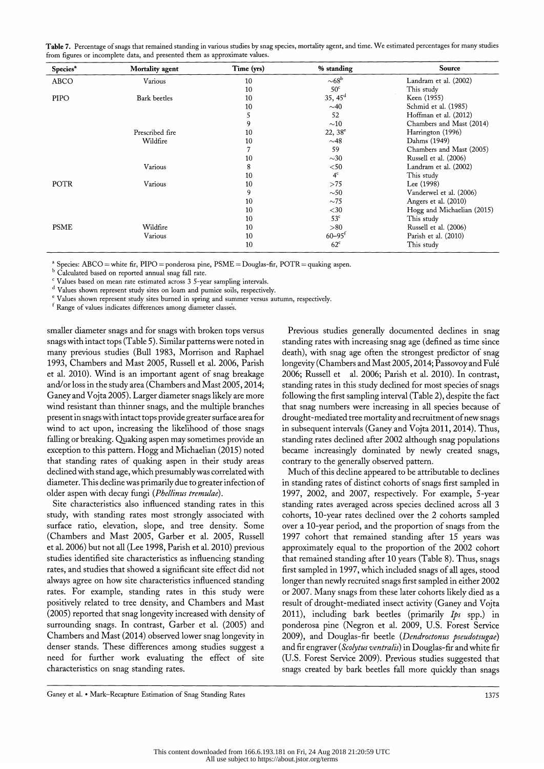**Table 7.** Percentage of snags that remained standing in various studies by snag species, mortality agent, and time. We estimated percentages for many studies from figures or incomplete data, and presented them as approximate values.

| Species[a] | Mortality agent | Time (yrs) | % standing | Source |
|---|---|---|---|---|
| ABCO | Various | 10 | ~68[b] | Landram et al. (2002) |
| | | 10 | 50[c] | This study |
| PIPO | Bark beetles | 10 | 35, 45[d] | Keen (1955) |
| | | 10 | ~40 | Schmid et al. (1985) |
| | | 5 | 52 | Hoffman et al. (2012) |
| | | 9 | ~10 | Chambers and Mast (2014) |
| | Prescribed fire | 10 | 22, 38[e] | Harrington (1996) |
| | Wildfire | 10 | ~48 | Dahms (1949) |
| | | 7 | 59 | Chambers and Mast (2005) |
| | | 10 | ~30 | Russell et al. (2006) |
| | Various | 8 | <50 | Landram et al. (2002) |
| | | 10 | 4[c] | This study |
| POTR | Various | 10 | >75 | Lee (1998) |
| | | 9 | ~50 | Vanderwel et al. (2006) |
| | | 10 | ~75 | Angers et al. (2010) |
| | | 10 | <30 | Hogg and Michaelian (2015) |
| | | 10 | 53[c] | This study |
| PSME | Wildfire | 10 | >80 | Russell et al. (2006) |
| | Various | 10 | 60–95[f] | Parish et al. (2010) |
| | | 10 | 62[c] | This study |

[a] Species: ABCO = white fir, PIPO = ponderosa pine, PSME = Douglas-fir, POTR = quaking aspen.
[b] Calculated based on reported annual snag fall rate.
[c] Values based on mean rate estimated across 3 5-year sampling intervals.
[d] Values shown represent study sites on loam and pumice soils, respectively.
[e] Values shown represent study sites burned in spring and summer versus autumn, respectively.
[f] Range of values indicates differences among diameter classes.

smaller diameter snags and for snags with broken tops versus snags with intact tops (Table 5). Similar patterns were noted in many previous studies (Bull 1983, Morrison and Raphael 1993, Chambers and Mast 2005, Russell et al. 2006, Parish et al. 2010). Wind is an important agent of snag breakage and/or loss in the study area (Chambers and Mast 2005, 2014; Ganey and Vojta 2005). Larger diameter snags likely are more wind resistant than thinner snags, and the multiple branches present in snags with intact tops provide greater surface area for wind to act upon, increasing the likelihood of those snags falling or breaking. Quaking aspen may sometimes provide an exception to this pattern. Hogg and Michaelian (2015) noted that standing rates of quaking aspen in their study areas declined with stand age, which presumably was correlated with diameter. This decline was primarily due to greater infection of older aspen with decay fungi (*Phellinus tremulae*).

Site characteristics also influenced standing rates in this study, with standing rates most strongly associated with surface ratio, elevation, slope, and tree density. Some (Chambers and Mast 2005, Garber et al. 2005, Russell et al. 2006) but not all (Lee 1998, Parish et al. 2010) previous studies identified site characteristics as influencing standing rates, and studies that showed a significant site effect did not always agree on how site characteristics influenced standing rates. For example, standing rates in this study were positively related to tree density, and Chambers and Mast (2005) reported that snag longevity increased with density of surrounding snags. In contrast, Garber et al. (2005) and Chambers and Mast (2014) observed lower snag longevity in denser stands. These differences among studies suggest a need for further work evaluating the effect of site characteristics on snag standing rates.

Previous studies generally documented declines in snag standing rates with increasing snag age (defined as time since death), with snag age often the strongest predictor of snag longevity (Chambers and Mast 2005, 2014; Passovoy and Fulé 2006; Russell et al. 2006; Parish et al. 2010). In contrast, standing rates in this study declined for most species of snags following the first sampling interval (Table 2), despite the fact that snag numbers were increasing in all species because of drought-mediated tree mortality and recruitment of new snags in subsequent intervals (Ganey and Vojta 2011, 2014). Thus, standing rates declined after 2002 although snag populations became increasingly dominated by newly created snags, contrary to the generally observed pattern.

Much of this decline appeared to be attributable to declines in standing rates of distinct cohorts of snags first sampled in 1997, 2002, and 2007, respectively. For example, 5-year standing rates averaged across species declined across all 3 cohorts, 10-year rates declined over the 2 cohorts sampled over a 10-year period, and the proportion of snags from the 1997 cohort that remained standing after 15 years was approximately equal to the proportion of the 2002 cohort that remained standing after 10 years (Table 8). Thus, snags first sampled in 1997, which included snags of all ages, stood longer than newly recruited snags first sampled in either 2002 or 2007. Many snags from these later cohorts likely died as a result of drought-mediated insect activity (Ganey and Vojta 2011), including bark beetles (primarily *Ips* spp.) in ponderosa pine (Negron et al. 2009, U.S. Forest Service 2009), and Douglas-fir beetle (*Dendroctonus pseudotsugae*) and fir engraver (*Scolytus ventralis*) in Douglas-fir and white fir (U.S. Forest Service 2009). Previous studies suggested that snags created by bark beetles fall more quickly than snags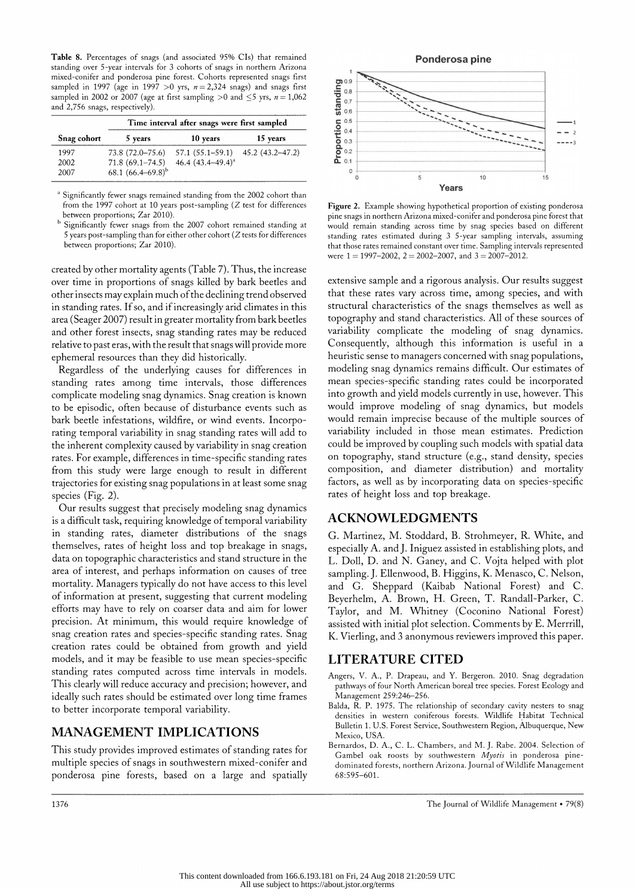**Table 8.** Percentages of snags (and associated 95% CIs) that remained standing over 5-year intervals for 3 cohorts of snags in northern Arizona mixed-conifer and ponderosa pine forest. Cohorts represented snags first sampled in 1997 (age in 1997 >0 yrs, $n = 2,324$ snags) and snags first sampled in 2002 or 2007 (age at first sampling >0 and ≤5 yrs, $n = 1,062$ and 2,756 snags, respectively).

| Snag cohort | Time interval after snags were first sampled | | |
|---|---|---|---|
| | 5 years | 10 years | 15 years |
| 1997 | 73.8 (72.0–75.6) | 57.1 (55.1–59.1) | 45.2 (43.2–47.2) |
| 2002 | 71.8 (69.1–74.5) | 46.4 (43.4–49.4)[a] | |
| 2007 | 68.1 (66.4–69.8)[b] | | |

[a] Significantly fewer snags remained standing from the 2002 cohort than from the 1997 cohort at 10 years post-sampling ($Z$ test for differences between proportions; Zar 2010).

[b] Significantly fewer snags from the 2007 cohort remained standing at 5 years post-sampling than for either other cohort ($Z$ tests for differences between proportions; Zar 2010).

created by other mortality agents (Table 7). Thus, the increase over time in proportions of snags killed by bark beetles and other insects may explain much of the declining trend observed in standing rates. If so, and if increasingly arid climates in this area (Seager 2007) result in greater mortality from bark beetles and other forest insects, snag standing rates may be reduced relative to past eras, with the result that snags will provide more ephemeral resources than they did historically.

Regardless of the underlying causes for differences in standing rates among time intervals, those differences complicate modeling snag dynamics. Snag creation is known to be episodic, often because of disturbance events such as bark beetle infestations, wildfire, or wind events. Incorporating temporal variability in snag standing rates will add to the inherent complexity caused by variability in snag creation rates. For example, differences in time-specific standing rates from this study were large enough to result in different trajectories for existing snag populations in at least some snag species (Fig. 2).

Our results suggest that precisely modeling snag dynamics is a difficult task, requiring knowledge of temporal variability in standing rates, diameter distributions of the snags themselves, rates of height loss and top breakage in snags, data on topographic characteristics and stand structure in the area of interest, and perhaps information on causes of tree mortality. Managers typically do not have access to this level of information at present, suggesting that current modeling efforts may have to rely on coarser data and aim for lower precision. At minimum, this would require knowledge of snag creation rates and species-specific standing rates. Snag creation rates could be obtained from growth and yield models, and it may be feasible to use mean species-specific standing rates computed across time intervals in models. This clearly will reduce accuracy and precision; however, and ideally such rates should be estimated over long time frames to better incorporate temporal variability.

## MANAGEMENT IMPLICATIONS

This study provides improved estimates of standing rates for multiple species of snags in southwestern mixed-conifer and ponderosa pine forests, based on a large and spatially extensive sample and a rigorous analysis. Our results suggest that these rates vary across time, among species, and with structural characteristics of the snags themselves as well as topography and stand characteristics. All of these sources of variability complicate the modeling of snag dynamics. Consequently, although this information is useful in a heuristic sense to managers concerned with snag populations, modeling snag dynamics remains difficult. Our estimates of mean species-specific standing rates could be incorporated into growth and yield models currently in use, however. This would improve modeling of snag dynamics, but models would remain imprecise because of the multiple sources of variability included in those mean estimates. Prediction could be improved by coupling such models with spatial data on topography, stand structure (e.g., stand density, species composition, and diameter distribution) and mortality factors, as well as by incorporating data on species-specific rates of height loss and top breakage.

**Figure 2.** Example showing hypothetical proportion of existing ponderosa pine snags in northern Arizona mixed-conifer and ponderosa pine forest that would remain standing across time by snag species based on different standing rates estimated during 3 5-year sampling intervals, assuming that those rates remained constant over time. Sampling intervals represented were 1 = 1997–2002, 2 = 2002–2007, and 3 = 2007–2012.

## ACKNOWLEDGMENTS

G. Martinez, M. Stoddard, B. Strohmeyer, R. White, and especially A. and J. Iniguez assisted in establishing plots, and L. Doll, D. and N. Ganey, and C. Vojta helped with plot sampling. J. Ellenwood, B. Higgins, K. Menasco, C. Nelson, and G. Sheppard (Kaibab National Forest) and C. Beyerhelm, A. Brown, H. Green, T. Randall-Parker, C. Taylor, and M. Whitney (Coconino National Forest) assisted with initial plot selection. Comments by E. Merrrill, K. Vierling, and 3 anonymous reviewers improved this paper.

## LITERATURE CITED

Angers, V. A., P. Drapeau, and Y. Bergeron. 2010. Snag degradation pathways of four North American boreal tree species. Forest Ecology and Management 259:246–256.

Balda, R. P. 1975. The relationship of secondary cavity nesters to snag densities in western coniferous forests. Wildlife Habitat Technical Bulletin 1. U.S. Forest Service, Southwestern Region, Albuquerque, New Mexico, USA.

Bernardos, D. A., C. L. Chambers, and M. J. Rabe. 2004. Selection of Gambel oak roosts by southwestern *Myotis* in ponderosa pine-dominated forests, northern Arizona. Journal of Wildlife Management 68:595–601.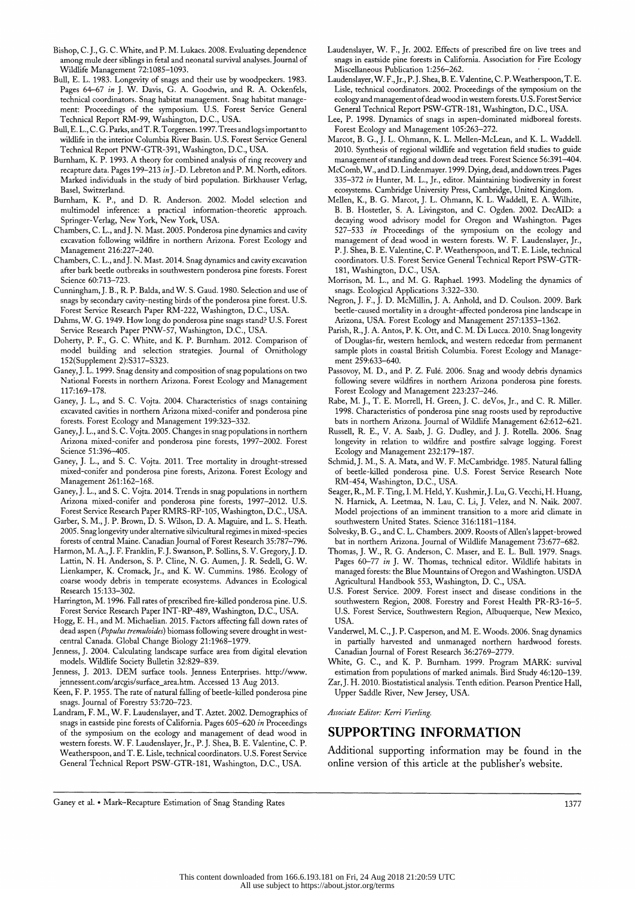Bishop, C. J., G. C. White, and P. M. Lukacs. 2008. Evaluating dependence among mule deer siblings in fetal and neonatal survival analyses. Journal of Wildlife Management 72:1085–1093.

Bull, E. L. 1983. Longevity of snags and their use by woodpeckers. 1983. Pages 64–67 *in* J. W. Davis, G. A. Goodwin, and R. A. Ockenfels, technical coordinators. Snag habitat management. Snag habitat management: Proceedings of the symposium. U.S. Forest Service General Technical Report RM-99, Washington, D.C., USA.

Bull, E. L., C. G. Parks, and T. R. Torgersen. 1997. Trees and logs important to wildlife in the interior Columbia River Basin. U.S. Forest Service General Technical Report PNW-GTR-391, Washington, D.C., USA.

Burnham, K. P. 1993. A theory for combined analysis of ring recovery and recapture data. Pages 199–213 *in* J.-D. Lebreton and P. M. North, editors. Marked individuals in the study of bird population. Birkhauser Verlag, Basel, Switzerland.

Burnham, K. P., and D. R. Anderson. 2002. Model selection and multimodel inference: a practical information-theoretic approach. Springer-Verlag, New York, New York, USA.

Chambers, C. L., and J. N. Mast. 2005. Ponderosa pine snag dynamics and cavity excavation following wildfire in northern Arizona. Forest Ecology and Management 216:227–240.

Chambers, C. L., and J. N. Mast. 2014. Snag dynamics and cavity excavation after bark beetle outbreaks in southwestern ponderosa pine forests. Forest Science 60:713–723.

Cunningham, J. B., R. P. Balda, and W. S. Gaud. 1980. Selection and use of snags by secondary cavity-nesting birds of the ponderosa pine forest. U.S. Forest Service Research Paper RM-222, Washington, D.C., USA.

Dahms, W. G. 1949. How long do ponderosa pine snags stand? U.S. Forest Service Research Paper PNW-57, Washington, D.C., USA.

Doherty, P. F., G. C. White, and K. P. Burnham. 2012. Comparison of model building and selection strategies. Journal of Ornithology 152(Supplement 2):S317–S323.

Ganey, J. L. 1999. Snag density and composition of snag populations on two National Forests in northern Arizona. Forest Ecology and Management 117:169–178.

Ganey, J. L., and S. C. Vojta. 2004. Characteristics of snags containing excavated cavities in northern Arizona mixed-conifer and ponderosa pine forests. Forest Ecology and Management 199:323–332.

Ganey, J. L., and S. C. Vojta. 2005. Changes in snag populations in northern Arizona mixed-conifer and ponderosa pine forests, 1997–2002. Forest Science 51:396–405.

Ganey, J. L., and S. C. Vojta. 2011. Tree mortality in drought-stressed mixed-conifer and ponderosa pine forests, Arizona. Forest Ecology and Management 261:162–168.

Ganey, J. L., and S. C. Vojta. 2014. Trends in snag populations in northern Arizona mixed-conifer and ponderosa pine forests, 1997–2012. U.S. Forest Service Research Paper RMRS-RP-105, Washington, D.C., USA.

Garber, S. M., J. P. Brown, D. S. Wilson, D. A. Maguire, and L. S. Heath. 2005. Snag longevity under alternative silvicultural regimes in mixed-species forests of central Maine. Canadian Journal of Forest Research 35:787–796.

Harmon, M. A., J. F. Franklin, F. J. Swanson, P. Sollins, S. V. Gregory, J. D. Lattin, N. H. Anderson, S. P. Cline, N. G. Aumen, J. R. Sedell, G. W. Lienkamper, K. Cromack, Jr., and K. W. Cummins. 1986. Ecology of coarse woody debris in temperate ecosystems. Advances in Ecological Research 15:133–302.

Harrington, M. 1996. Fall rates of prescribed fire-killed ponderosa pine. U.S. Forest Service Research Paper INT-RP-489, Washington, D.C., USA.

Hogg, E. H., and M. Michaelian. 2015. Factors affecting fall down rates of dead aspen (*Populus tremuloides*) biomass following severe drought in west-central Canada. Global Change Biology 21:1968–1979.

Jenness, J. 2004. Calculating landscape surface area from digital elevation models. Wildlife Society Bulletin 32:829–839.

Jenness, J. 2013. DEM surface tools. Jenness Enterprises. http://www.jennessent.com/arcgis/surface_area.htm. Accessed 13 Aug 2013.

Keen, F. P. 1955. The rate of natural falling of beetle-killed ponderosa pine snags. Journal of Forestry 53:720–723.

Landram, F. M., W. F. Laudenslayer, and T. Aztet. 2002. Demographics of snags in eastside pine forests of California. Pages 605–620 *in* Proceedings of the symposium on the ecology and management of dead wood in western forests. W. F. Laudenslayer, Jr., P. J. Shea, B. E. Valentine, C. P. Weatherspoon, and T. E. Lisle, technical coordinators. U.S. Forest Service General Technical Report PSW-GTR-181, Washington, D.C., USA.

Laudenslayer, W. F., Jr. 2002. Effects of prescribed fire on live trees and snags in eastside pine forests in California. Association for Fire Ecology Miscellaneous Publication 1:256–262.

Laudenslayer, W. F., Jr., P. J. Shea, B. E. Valentine, C. P. Weatherspoon, T. E. Lisle, technical coordinators. 2002. Proceedings of the symposium on the ecology and management of dead wood in western forests. U.S. Forest Service General Technical Report PSW-GTR-181, Washington, D.C., USA.

Lee, P. 1998. Dynamics of snags in aspen-dominated midboreal forests. Forest Ecology and Management 105:263–272.

Marcot, B. G., J. L. Ohmann, K. L. Mellen-McLean, and K. L. Waddell. 2010. Synthesis of regional wildlife and vegetation field studies to guide management of standing and down dead trees. Forest Science 56:391–404.

McComb, W., and D. Lindenmayer. 1999. Dying, dead, and down trees. Pages 335–372 *in* Hunter, M. L., Jr., editor. Maintaining biodiversity in forest ecosystems. Cambridge University Press, Cambridge, United Kingdom.

Mellen, K., B. G. Marcot, J. L. Ohmann, K. L. Waddell, E. A. Wilhite, B. B. Hostetler, S. A. Livingston, and C. Ogden. 2002. DecAID: a decaying wood advisory model for Oregon and Washington. Pages 527–533 *in* Proceedings of the symposium on the ecology and management of dead wood in western forests. W. F. Laudenslayer, Jr., P. J. Shea, B. E. Valentine, C. P. Weatherspoon, and T. E. Lisle, technical coordinators. U.S. Forest Service General Technical Report PSW-GTR-181, Washington, D.C., USA.

Morrison, M. L., and M. G. Raphael. 1993. Modeling the dynamics of snags. Ecological Applications 3:322–330.

Negron, J. F., J. D. McMillin, J. A. Anhold, and D. Coulson. 2009. Bark beetle-caused mortality in a drought-affected ponderosa pine landscape in Arizona, USA. Forest Ecology and Management 257:1353–1362.

Parish, R., J. A. Antos, P. K. Ott, and C. M. Di Lucca. 2010. Snag longevity of Douglas-fir, western hemlock, and western redcedar from permanent sample plots in coastal British Columbia. Forest Ecology and Management 259:633–640.

Passovoy, M. D., and P. Z. Fulé. 2006. Snag and woody debris dynamics following severe wildfires in northern Arizona ponderosa pine forests. Forest Ecology and Management 223:237–246.

Rabe, M. J., T. E. Morrell, H. Green, J. C. deVos, Jr., and C. R. Miller. 1998. Characteristics of ponderosa pine snag roosts used by reproductive bats in northern Arizona. Journal of Wildlife Management 62:612–621.

Russell, R. E., V. A. Saab, J. G. Dudley, and J. J. Rotella. 2006. Snag longevity in relation to wildfire and postfire salvage logging. Forest Ecology and Management 232:179–187.

Schmid, J. M., S. A. Mata, and W. F. McCambridge. 1985. Natural falling of beetle-killed ponderosa pine. U.S. Forest Service Research Note RM-454, Washington, D.C., USA.

Seager, R., M. F. Ting, I. M. Held, Y. Kushmir, J. Lu, G. Vecchi, H. Huang, N. Harnick, A. Leetmaa, N. Lau, C. Li, J. Velez, and N. Naik. 2007. Model projections of an imminent transition to a more arid climate in southwestern United States. Science 316:1181–1184.

Solvesky, B. G., and C. L. Chambers. 2009. Roosts of Allen's lappet-browed bat in northern Arizona. Journal of Wildlife Management 73:677–682.

Thomas, J. W., R. G. Anderson, C. Maser, and E. L. Bull. 1979. Snags. Pages 60–77 *in* J. W. Thomas, technical editor. Wildlife habitats in managed forests: the Blue Mountains of Oregon and Washington. USDA Agricultural Handbook 553, Washington, D. C., USA.

U.S. Forest Service. 2009. Forest insect and disease conditions in the southwestern Region, 2008. Forestry and Forest Health PR-R3-16-5. U.S. Forest Service, Southwestern Region, Albuquerque, New Mexico, USA.

Vanderwel, M. C., J. P. Casperson, and M. E. Woods. 2006. Snag dynamics in partially harvested and unmanaged northern hardwood forests. Canadian Journal of Forest Research 36:2769–2779.

White, G. C., and K. P. Burnham. 1999. Program MARK: survival estimation from populations of marked animals. Bird Study 46:120–139.

Zar, J. H. 2010. Biostatistical analysis. Tenth edition. Pearson Prentice Hall, Upper Saddle River, New Jersey, USA.

*Associate Editor: Kerri Vierling.*

## SUPPORTING INFORMATION

Additional supporting information may be found in the online version of this article at the publisher's website.